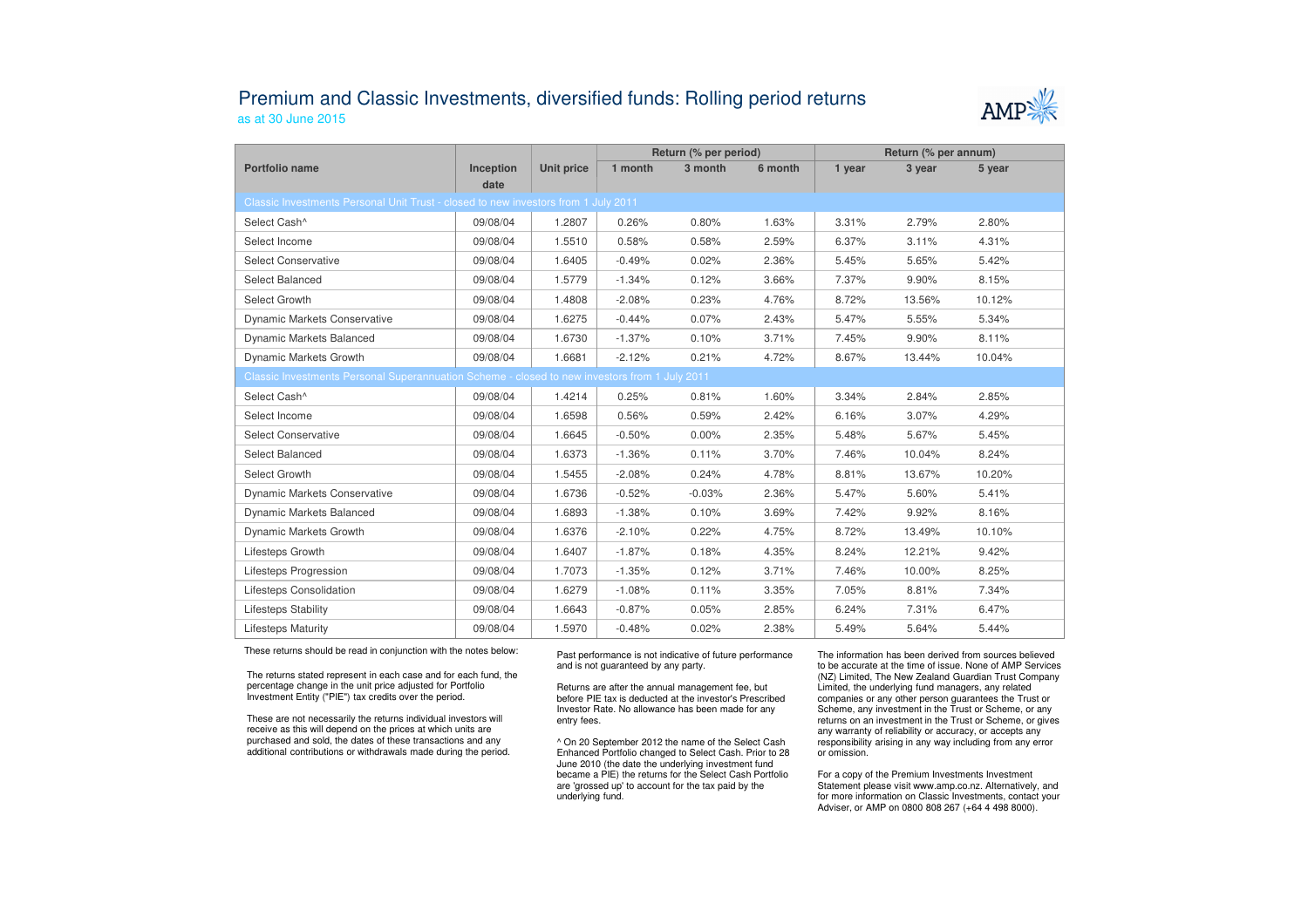# Premium and Classic Investments, diversified funds: Rolling period returns

as at 30 June 2015

| Portfolio name | Inception date | Unit price | Return (% per period) | | | Return (% per annum) | | |
|---|---|---|---|---|---|---|---|---|
| | | | 1 month | 3 month | 6 month | 1 year | 3 year | 5 year |
| Classic Investments Personal Unit Trust - closed to new investors from 1 July 2011 | | | | | | | | |
| Select Cash^ | 09/08/04 | 1.2807 | 0.26% | 0.80% | 1.63% | 3.31% | 2.79% | 2.80% |
| Select Income | 09/08/04 | 1.5510 | 0.58% | 0.58% | 2.59% | 6.37% | 3.11% | 4.31% |
| Select Conservative | 09/08/04 | 1.6405 | -0.49% | 0.02% | 2.36% | 5.45% | 5.65% | 5.42% |
| Select Balanced | 09/08/04 | 1.5779 | -1.34% | 0.12% | 3.66% | 7.37% | 9.90% | 8.15% |
| Select Growth | 09/08/04 | 1.4808 | -2.08% | 0.23% | 4.76% | 8.72% | 13.56% | 10.12% |
| Dynamic Markets Conservative | 09/08/04 | 1.6275 | -0.44% | 0.07% | 2.43% | 5.47% | 5.55% | 5.34% |
| Dynamic Markets Balanced | 09/08/04 | 1.6730 | -1.37% | 0.10% | 3.71% | 7.45% | 9.90% | 8.11% |
| Dynamic Markets Growth | 09/08/04 | 1.6681 | -2.12% | 0.21% | 4.72% | 8.67% | 13.44% | 10.04% |
| Classic Investments Personal Superannuation Scheme - closed to new investors from 1 July 2011 | | | | | | | | |
| Select Cash^ | 09/08/04 | 1.4214 | 0.25% | 0.81% | 1.60% | 3.34% | 2.84% | 2.85% |
| Select Income | 09/08/04 | 1.6598 | 0.56% | 0.59% | 2.42% | 6.16% | 3.07% | 4.29% |
| Select Conservative | 09/08/04 | 1.6645 | -0.50% | 0.00% | 2.35% | 5.48% | 5.67% | 5.45% |
| Select Balanced | 09/08/04 | 1.6373 | -1.36% | 0.11% | 3.70% | 7.46% | 10.04% | 8.24% |
| Select Growth | 09/08/04 | 1.5455 | -2.08% | 0.24% | 4.78% | 8.81% | 13.67% | 10.20% |
| Dynamic Markets Conservative | 09/08/04 | 1.6736 | -0.52% | -0.03% | 2.36% | 5.47% | 5.60% | 5.41% |
| Dynamic Markets Balanced | 09/08/04 | 1.6893 | -1.38% | 0.10% | 3.69% | 7.42% | 9.92% | 8.16% |
| Dynamic Markets Growth | 09/08/04 | 1.6376 | -2.10% | 0.22% | 4.75% | 8.72% | 13.49% | 10.10% |
| Lifesteps Growth | 09/08/04 | 1.6407 | -1.87% | 0.18% | 4.35% | 8.24% | 12.21% | 9.42% |
| Lifesteps Progression | 09/08/04 | 1.7073 | -1.35% | 0.12% | 3.71% | 7.46% | 10.00% | 8.25% |
| Lifesteps Consolidation | 09/08/04 | 1.6279 | -1.08% | 0.11% | 3.35% | 7.05% | 8.81% | 7.34% |
| Lifesteps Stability | 09/08/04 | 1.6643 | -0.87% | 0.05% | 2.85% | 6.24% | 7.31% | 6.47% |
| Lifesteps Maturity | 09/08/04 | 1.5970 | -0.48% | 0.02% | 2.38% | 5.49% | 5.64% | 5.44% |

These returns should be read in conjunction with the notes below:

The returns stated represent in each case and for each fund, the percentage change in the unit price adjusted for Portfolio Investment Entity ("PIE") tax credits over the period.

These are not necessarily the returns individual investors will receive as this will depend on the prices at which units are purchased and sold, the dates of these transactions and any additional contributions or withdrawals made during the period.

Past performance is not indicative of future performance and is not guaranteed by any party.

Returns are after the annual management fee, but before PIE tax is deducted at the investor's Prescribed Investor Rate. No allowance has been made for any entry fees.

^ On 20 September 2012 the name of the Select Cash Enhanced Portfolio changed to Select Cash. Prior to 28 June 2010 (the date the underlying investment fund became a PIE) the returns for the Select Cash Portfolio are 'grossed up' to account for the tax paid by the underlying fund.

The information has been derived from sources believed to be accurate at the time of issue. None of AMP Services (NZ) Limited, The New Zealand Guardian Trust Company Limited, the underlying fund managers, any related companies or any other person guarantees the Trust or Scheme, any investment in the Trust or Scheme, or any returns on an investment in the Trust or Scheme, or gives any warranty of reliability or accuracy, or accepts any responsibility arising in any way including from any error or omission.

For a copy of the Premium Investments Investment Statement please visit www.amp.co.nz. Alternatively, and for more information on Classic Investments, contact your Adviser, or AMP on 0800 808 267 (+64 4 498 8000).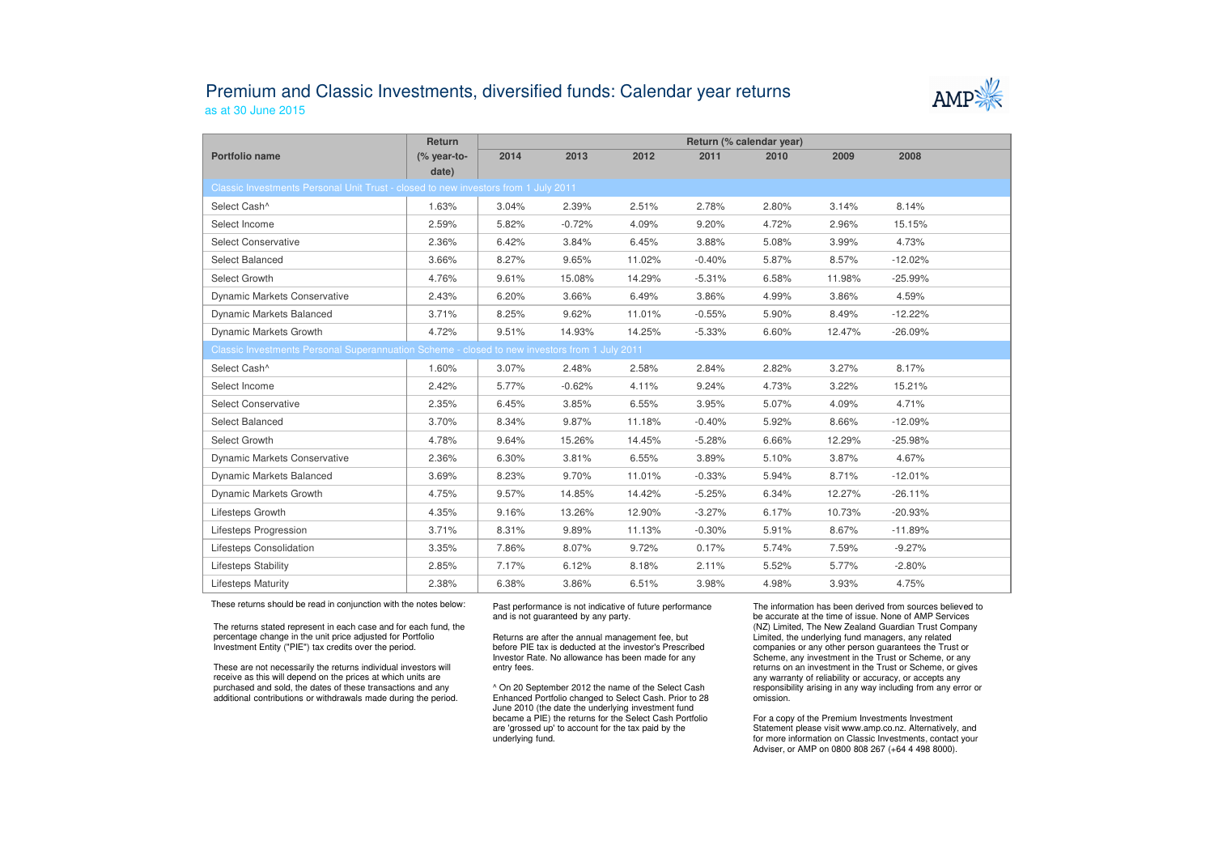# Premium and Classic Investments, diversified funds: Calendar year returns

as at 30 June 2015

| Portfolio name | Return (% year-to-date) | Return (% calendar year) | | | | | | |
|---|---|---|---|---|---|---|---|---|
| | | 2014 | 2013 | 2012 | 2011 | 2010 | 2009 | 2008 |
| **Classic Investments Personal Unit Trust - closed to new investors from 1 July 2011** | | | | | | | | |
| Select Cash^ | 1.63% | 3.04% | 2.39% | 2.51% | 2.78% | 2.80% | 3.14% | 8.14% |
| Select Income | 2.59% | 5.82% | -0.72% | 4.09% | 9.20% | 4.72% | 2.96% | 15.15% |
| Select Conservative | 2.36% | 6.42% | 3.84% | 6.45% | 3.88% | 5.08% | 3.99% | 4.73% |
| Select Balanced | 3.66% | 8.27% | 9.65% | 11.02% | -0.40% | 5.87% | 8.57% | -12.02% |
| Select Growth | 4.76% | 9.61% | 15.08% | 14.29% | -5.31% | 6.58% | 11.98% | -25.99% |
| Dynamic Markets Conservative | 2.43% | 6.20% | 3.66% | 6.49% | 3.86% | 4.99% | 3.86% | 4.59% |
| Dynamic Markets Balanced | 3.71% | 8.25% | 9.62% | 11.01% | -0.55% | 5.90% | 8.49% | -12.22% |
| Dynamic Markets Growth | 4.72% | 9.51% | 14.93% | 14.25% | -5.33% | 6.60% | 12.47% | -26.09% |
| **Classic Investments Personal Superannuation Scheme - closed to new investors from 1 July 2011** | | | | | | | | |
| Select Cash^ | 1.60% | 3.07% | 2.48% | 2.58% | 2.84% | 2.82% | 3.27% | 8.17% |
| Select Income | 2.42% | 5.77% | -0.62% | 4.11% | 9.24% | 4.73% | 3.22% | 15.21% |
| Select Conservative | 2.35% | 6.45% | 3.85% | 6.55% | 3.95% | 5.07% | 4.09% | 4.71% |
| Select Balanced | 3.70% | 8.34% | 9.87% | 11.18% | -0.40% | 5.92% | 8.66% | -12.09% |
| Select Growth | 4.78% | 9.64% | 15.26% | 14.45% | -5.28% | 6.66% | 12.29% | -25.98% |
| Dynamic Markets Conservative | 2.36% | 6.30% | 3.81% | 6.55% | 3.89% | 5.10% | 3.87% | 4.67% |
| Dynamic Markets Balanced | 3.69% | 8.23% | 9.70% | 11.01% | -0.33% | 5.94% | 8.71% | -12.01% |
| Dynamic Markets Growth | 4.75% | 9.57% | 14.85% | 14.42% | -5.25% | 6.34% | 12.27% | -26.11% |
| Lifesteps Growth | 4.35% | 9.16% | 13.26% | 12.90% | -3.27% | 6.17% | 10.73% | -20.93% |
| Lifesteps Progression | 3.71% | 8.31% | 9.89% | 11.13% | -0.30% | 5.91% | 8.67% | -11.89% |
| Lifesteps Consolidation | 3.35% | 7.86% | 8.07% | 9.72% | 0.17% | 5.74% | 7.59% | -9.27% |
| Lifesteps Stability | 2.85% | 7.17% | 6.12% | 8.18% | 2.11% | 5.52% | 5.77% | -2.80% |
| Lifesteps Maturity | 2.38% | 6.38% | 3.86% | 6.51% | 3.98% | 4.98% | 3.93% | 4.75% |

These returns should be read in conjunction with the notes below:

The returns stated represent in each case and for each fund, the percentage change in the unit price adjusted for Portfolio Investment Entity ("PIE") tax credits over the period.

These are not necessarily the returns individual investors will receive as this will depend on the prices at which units are purchased and sold, the dates of these transactions and any additional contributions or withdrawals made during the period.

Past performance is not indicative of future performance and is not guaranteed by any party.

Returns are after the annual management fee, but before PIE tax is deducted at the investor's Prescribed Investor Rate. No allowance has been made for any entry fees.

^ On 20 September 2012 the name of the Select Cash Enhanced Portfolio changed to Select Cash. Prior to 28 June 2010 (the date the underlying investment fund became a PIE) the returns for the Select Cash Portfolio are 'grossed up' to account for the tax paid by the underlying fund.

The information has been derived from sources believed to be accurate at the time of issue. None of AMP Services (NZ) Limited, The New Zealand Guardian Trust Company Limited, the underlying fund managers, any related companies or any other person guarantees the Trust or Scheme, any investment in the Trust or Scheme, or any returns on an investment in the Trust or Scheme, or gives any warranty of reliability or accuracy, or accepts any responsibility arising in any way including from any error or omission.

For a copy of the Premium Investments Investment Statement please visit www.amp.co.nz. Alternatively, and for more information on Classic Investments, contact your Adviser, or AMP on 0800 808 267 (+64 4 498 8000).